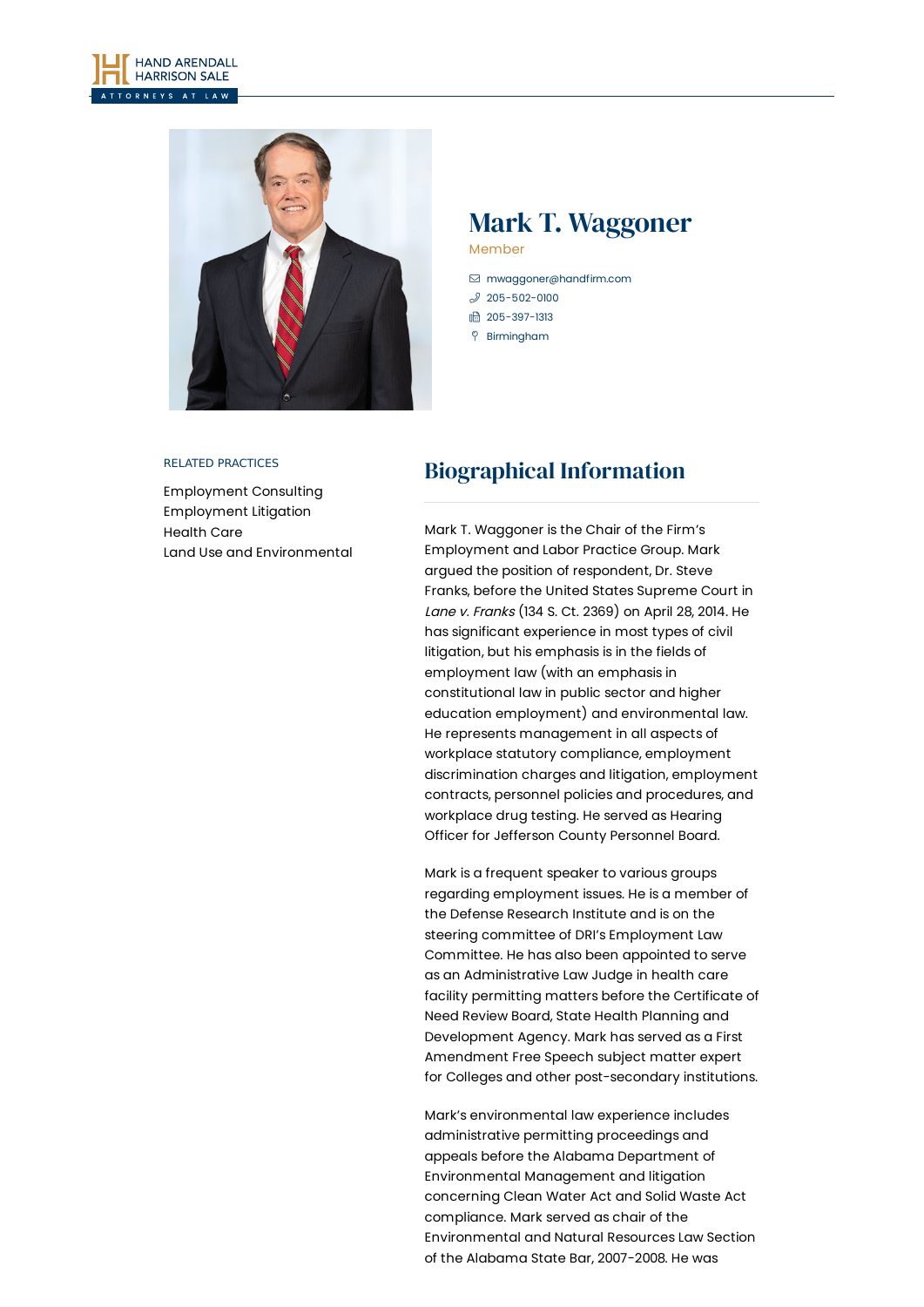# Mark T. Waggoner

Member

mwaggoner@handfirm.com
205-502-0100
205-397-1313
Birmingham

RELATED PRACTICES

Employment Consulting
Employment Litigation
Health Care
Land Use and Environmental

## Biographical Information

Mark T. Waggoner is the Chair of the Firm's Employment and Labor Practice Group. Mark argued the position of respondent, Dr. Steve Franks, before the United States Supreme Court in *Lane v. Franks* (134 S. Ct. 2369) on April 28, 2014. He has significant experience in most types of civil litigation, but his emphasis is in the fields of employment law (with an emphasis in constitutional law in public sector and higher education employment) and environmental law. He represents management in all aspects of workplace statutory compliance, employment discrimination charges and litigation, employment contracts, personnel policies and procedures, and workplace drug testing. He served as Hearing Officer for Jefferson County Personnel Board.

Mark is a frequent speaker to various groups regarding employment issues. He is a member of the Defense Research Institute and is on the steering committee of DRI's Employment Law Committee. He has also been appointed to serve as an Administrative Law Judge in health care facility permitting matters before the Certificate of Need Review Board, State Health Planning and Development Agency. Mark has served as a First Amendment Free Speech subject matter expert for Colleges and other post-secondary institutions.

Mark's environmental law experience includes administrative permitting proceedings and appeals before the Alabama Department of Environmental Management and litigation concerning Clean Water Act and Solid Waste Act compliance. Mark served as chair of the Environmental and Natural Resources Law Section of the Alabama State Bar, 2007-2008. He was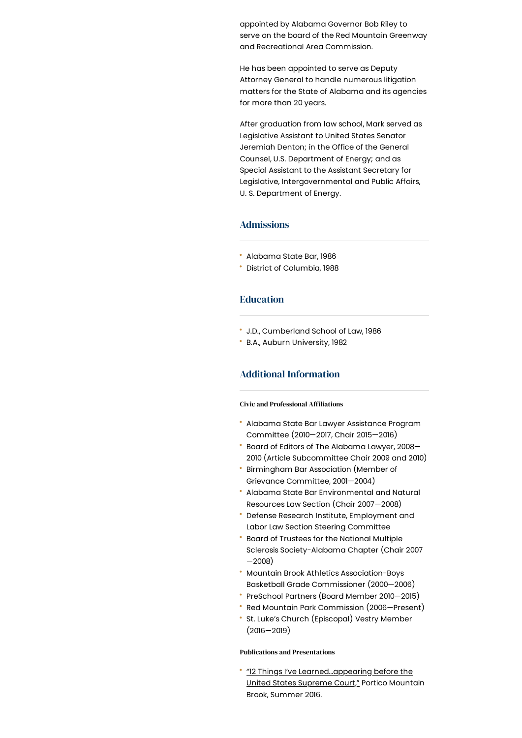appointed by Alabama Governor Bob Riley to serve on the board of the Red Mountain Greenway and Recreational Area Commission.

He has been appointed to serve as Deputy Attorney General to handle numerous litigation matters for the State of Alabama and its agencies for more than 20 years.

After graduation from law school, Mark served as Legislative Assistant to United States Senator Jeremiah Denton; in the Office of the General Counsel, U.S. Department of Energy; and as Special Assistant to the Assistant Secretary for Legislative, Intergovernmental and Public Affairs, U. S. Department of Energy.

## Admissions

- Alabama State Bar, 1986
- District of Columbia, 1988

## Education

- J.D., Cumberland School of Law, 1986
- B.A., Auburn University, 1982

## Additional Information

#### Civic and Professional Affiliations

- Alabama State Bar Lawyer Assistance Program Committee (2010—2017, Chair 2015—2016)
- Board of Editors of The Alabama Lawyer, 2008—2010 (Article Subcommittee Chair 2009 and 2010)
- Birmingham Bar Association (Member of Grievance Committee, 2001—2004)
- Alabama State Bar Environmental and Natural Resources Law Section (Chair 2007—2008)
- Defense Research Institute, Employment and Labor Law Section Steering Committee
- Board of Trustees for the National Multiple Sclerosis Society-Alabama Chapter (Chair 2007—2008)
- Mountain Brook Athletics Association-Boys Basketball Grade Commissioner (2000—2006)
- PreSchool Partners (Board Member 2010—2015)
- Red Mountain Park Commission (2006—Present)
- St. Luke's Church (Episcopal) Vestry Member (2016—2019)

#### Publications and Presentations

- "12 Things I've Learned…appearing before the United States Supreme Court," Portico Mountain Brook, Summer 2016.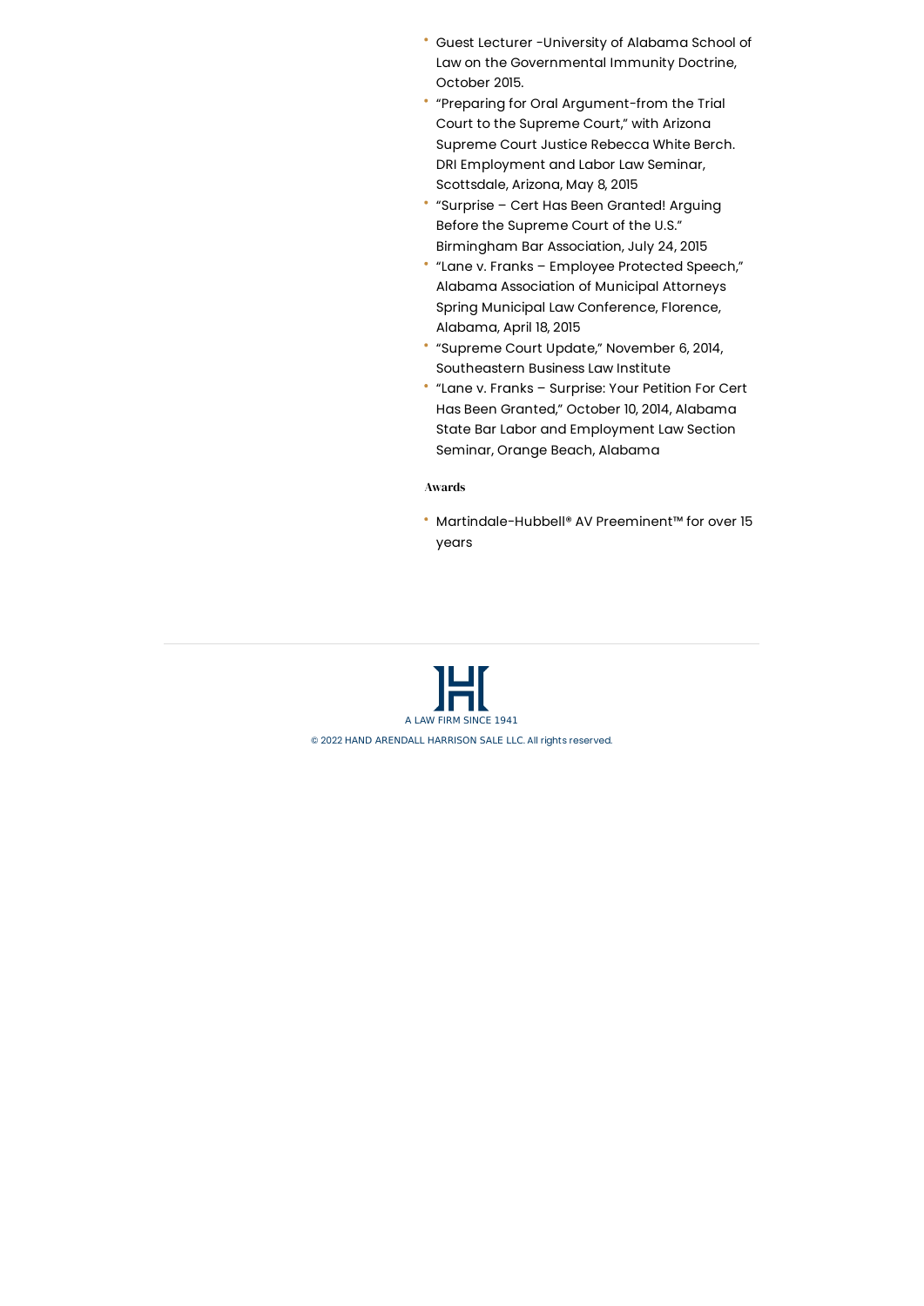- Guest Lecturer -University of Alabama School of Law on the Governmental Immunity Doctrine, October 2015.
- “Preparing for Oral Argument-from the Trial Court to the Supreme Court,” with Arizona Supreme Court Justice Rebecca White Berch. DRI Employment and Labor Law Seminar, Scottsdale, Arizona, May 8, 2015
- “Surprise – Cert Has Been Granted! Arguing Before the Supreme Court of the U.S.” Birmingham Bar Association, July 24, 2015
- “Lane v. Franks – Employee Protected Speech,” Alabama Association of Municipal Attorneys Spring Municipal Law Conference, Florence, Alabama, April 18, 2015
- “Supreme Court Update,” November 6, 2014, Southeastern Business Law Institute
- “Lane v. Franks – Surprise: Your Petition For Cert Has Been Granted,” October 10, 2014, Alabama State Bar Labor and Employment Law Section Seminar, Orange Beach, Alabama

#### Awards

- Martindale-Hubbell® AV Preeminent™ for over 15 years

A LAW FIRM SINCE 1941

© 2022 HAND ARENDALL HARRISON SALE LLC. All rights reserved.